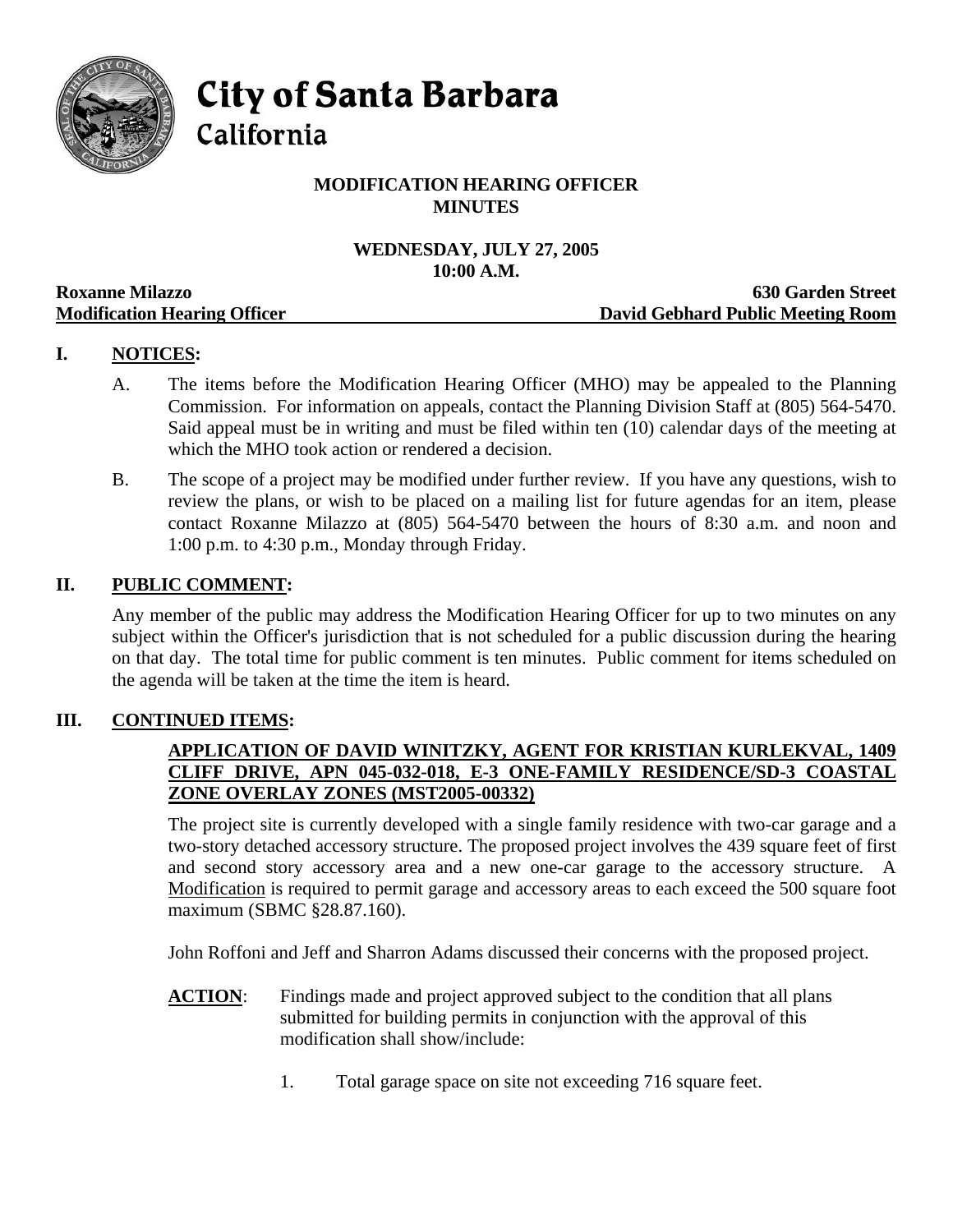# City of Santa Barbara
## California

**MODIFICATION HEARING OFFICER**
**MINUTES**

**WEDNESDAY, JULY 27, 2005**
**10:00 A.M.**

**Roxanne Milazzo** — **630 Garden Street**
**Modification Hearing Officer** — **David Gebhard Public Meeting Room**

## I. NOTICES:

A. The items before the Modification Hearing Officer (MHO) may be appealed to the Planning Commission. For information on appeals, contact the Planning Division Staff at (805) 564-5470. Said appeal must be in writing and must be filed within ten (10) calendar days of the meeting at which the MHO took action or rendered a decision.

B. The scope of a project may be modified under further review. If you have any questions, wish to review the plans, or wish to be placed on a mailing list for future agendas for an item, please contact Roxanne Milazzo at (805) 564-5470 between the hours of 8:30 a.m. and noon and 1:00 p.m. to 4:30 p.m., Monday through Friday.

## II. PUBLIC COMMENT:

Any member of the public may address the Modification Hearing Officer for up to two minutes on any subject within the Officer's jurisdiction that is not scheduled for a public discussion during the hearing on that day. The total time for public comment is ten minutes. Public comment for items scheduled on the agenda will be taken at the time the item is heard.

## III. CONTINUED ITEMS:

### APPLICATION OF DAVID WINITZKY, AGENT FOR KRISTIAN KURLEKVAL, 1409 CLIFF DRIVE, APN 045-032-018, E-3 ONE-FAMILY RESIDENCE/SD-3 COASTAL ZONE OVERLAY ZONES (MST2005-00332)

The project site is currently developed with a single family residence with two-car garage and a two-story detached accessory structure. The proposed project involves the 439 square feet of first and second story accessory area and a new one-car garage to the accessory structure. A Modification is required to permit garage and accessory areas to each exceed the 500 square foot maximum (SBMC §28.87.160).

John Roffoni and Jeff and Sharron Adams discussed their concerns with the proposed project.

**ACTION**: Findings made and project approved subject to the condition that all plans submitted for building permits in conjunction with the approval of this modification shall show/include:

1. Total garage space on site not exceeding 716 square feet.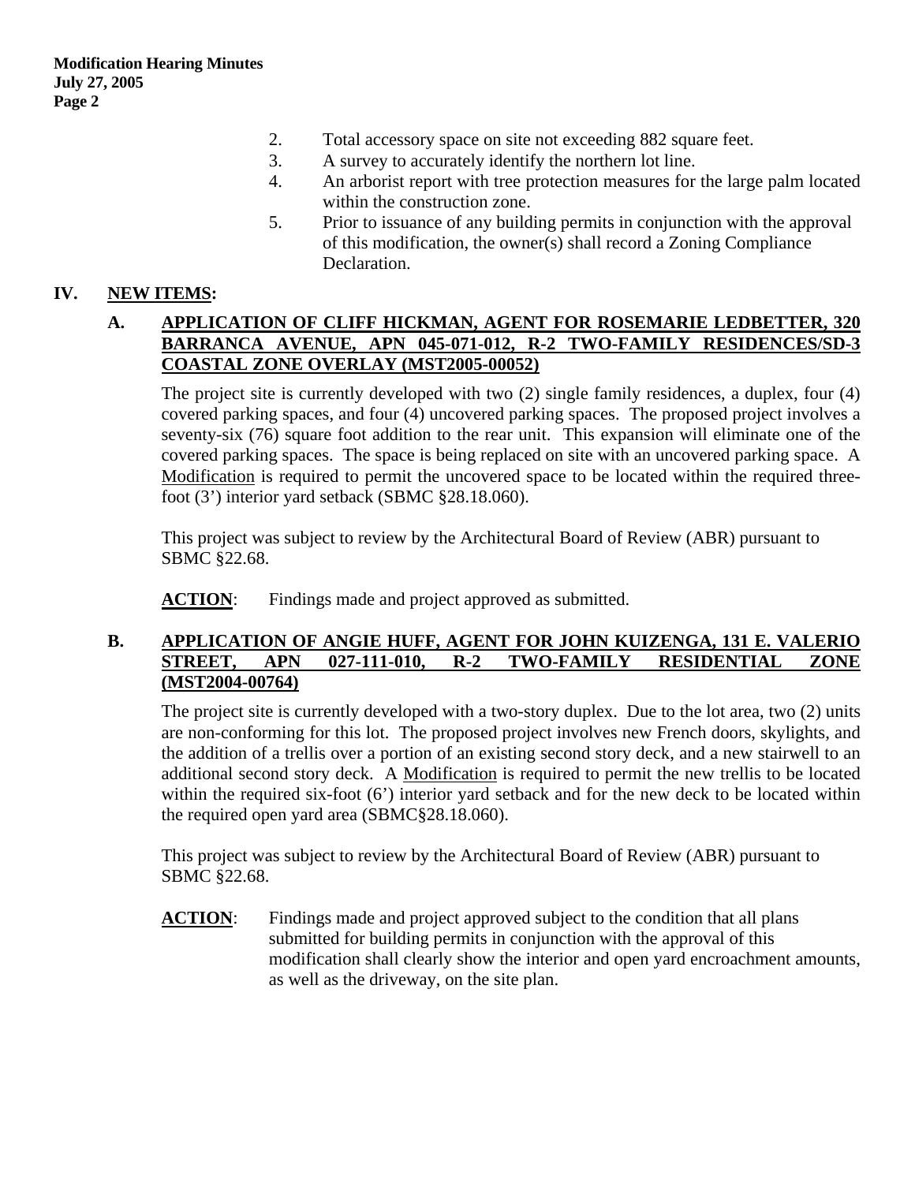2. Total accessory space on site not exceeding 882 square feet.
3. A survey to accurately identify the northern lot line.
4. An arborist report with tree protection measures for the large palm located within the construction zone.
5. Prior to issuance of any building permits in conjunction with the approval of this modification, the owner(s) shall record a Zoning Compliance Declaration.

## IV. NEW ITEMS:

### A. APPLICATION OF CLIFF HICKMAN, AGENT FOR ROSEMARIE LEDBETTER, 320 BARRANCA AVENUE, APN 045-071-012, R-2 TWO-FAMILY RESIDENCES/SD-3 COASTAL ZONE OVERLAY (MST2005-00052)

The project site is currently developed with two (2) single family residences, a duplex, four (4) covered parking spaces, and four (4) uncovered parking spaces. The proposed project involves a seventy-six (76) square foot addition to the rear unit. This expansion will eliminate one of the covered parking spaces. The space is being replaced on site with an uncovered parking space. A Modification is required to permit the uncovered space to be located within the required three-foot (3') interior yard setback (SBMC §28.18.060).

This project was subject to review by the Architectural Board of Review (ABR) pursuant to SBMC §22.68.

**ACTION**: Findings made and project approved as submitted.

### B. APPLICATION OF ANGIE HUFF, AGENT FOR JOHN KUIZENGA, 131 E. VALERIO STREET, APN 027-111-010, R-2 TWO-FAMILY RESIDENTIAL ZONE (MST2004-00764)

The project site is currently developed with a two-story duplex. Due to the lot area, two (2) units are non-conforming for this lot. The proposed project involves new French doors, skylights, and the addition of a trellis over a portion of an existing second story deck, and a new stairwell to an additional second story deck. A Modification is required to permit the new trellis to be located within the required six-foot (6') interior yard setback and for the new deck to be located within the required open yard area (SBMC§28.18.060).

This project was subject to review by the Architectural Board of Review (ABR) pursuant to SBMC §22.68.

**ACTION**: Findings made and project approved subject to the condition that all plans submitted for building permits in conjunction with the approval of this modification shall clearly show the interior and open yard encroachment amounts, as well as the driveway, on the site plan.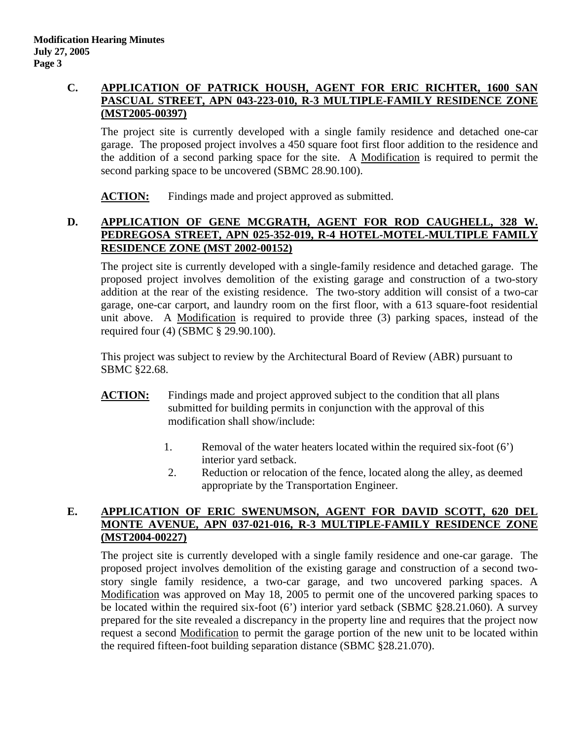**C. APPLICATION OF PATRICK HOUSH, AGENT FOR ERIC RICHTER, 1600 SAN PASCUAL STREET, APN 043-223-010, R-3 MULTIPLE-FAMILY RESIDENCE ZONE (MST2005-00397)**

The project site is currently developed with a single family residence and detached one-car garage. The proposed project involves a 450 square foot first floor addition to the residence and the addition of a second parking space for the site. A Modification is required to permit the second parking space to be uncovered (SBMC 28.90.100).

**ACTION:** Findings made and project approved as submitted.

**D. APPLICATION OF GENE MCGRATH, AGENT FOR ROD CAUGHELL, 328 W. PEDREGOSA STREET, APN 025-352-019, R-4 HOTEL-MOTEL-MULTIPLE FAMILY RESIDENCE ZONE (MST 2002-00152)**

The project site is currently developed with a single-family residence and detached garage. The proposed project involves demolition of the existing garage and construction of a two-story addition at the rear of the existing residence. The two-story addition will consist of a two-car garage, one-car carport, and laundry room on the first floor, with a 613 square-foot residential unit above. A Modification is required to provide three (3) parking spaces, instead of the required four (4) (SBMC § 29.90.100).

This project was subject to review by the Architectural Board of Review (ABR) pursuant to SBMC §22.68.

**ACTION:** Findings made and project approved subject to the condition that all plans submitted for building permits in conjunction with the approval of this modification shall show/include:

1. Removal of the water heaters located within the required six-foot (6') interior yard setback.
2. Reduction or relocation of the fence, located along the alley, as deemed appropriate by the Transportation Engineer.

**E. APPLICATION OF ERIC SWENUMSON, AGENT FOR DAVID SCOTT, 620 DEL MONTE AVENUE, APN 037-021-016, R-3 MULTIPLE-FAMILY RESIDENCE ZONE (MST2004-00227)**

The project site is currently developed with a single family residence and one-car garage. The proposed project involves demolition of the existing garage and construction of a second two-story single family residence, a two-car garage, and two uncovered parking spaces. A Modification was approved on May 18, 2005 to permit one of the uncovered parking spaces to be located within the required six-foot (6') interior yard setback (SBMC §28.21.060). A survey prepared for the site revealed a discrepancy in the property line and requires that the project now request a second Modification to permit the garage portion of the new unit to be located within the required fifteen-foot building separation distance (SBMC §28.21.070).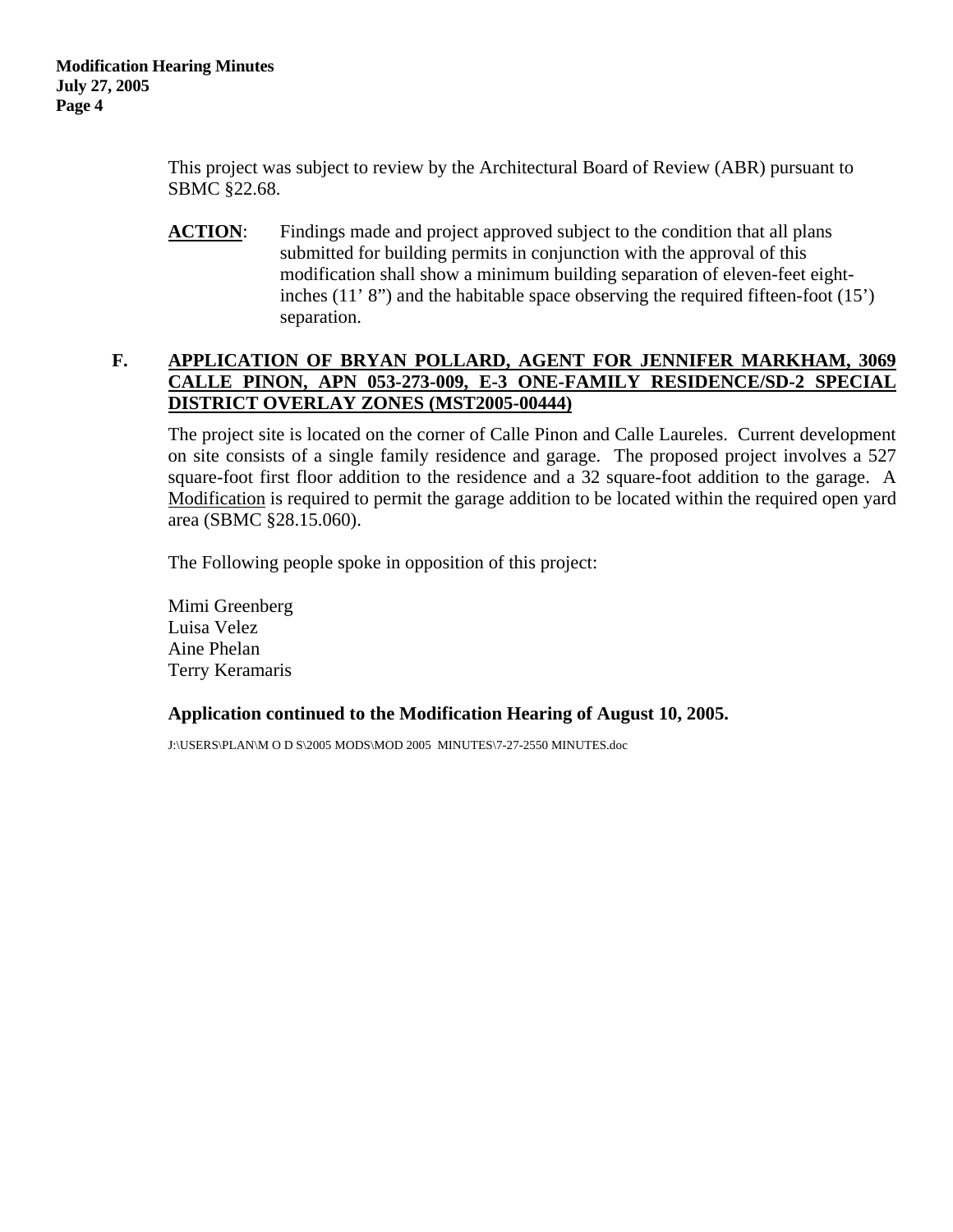This project was subject to review by the Architectural Board of Review (ABR) pursuant to SBMC §22.68.

**ACTION**: Findings made and project approved subject to the condition that all plans submitted for building permits in conjunction with the approval of this modification shall show a minimum building separation of eleven-feet eight-inches (11' 8") and the habitable space observing the required fifteen-foot (15') separation.

**F. APPLICATION OF BRYAN POLLARD, AGENT FOR JENNIFER MARKHAM, 3069 CALLE PINON, APN 053-273-009, E-3 ONE-FAMILY RESIDENCE/SD-2 SPECIAL DISTRICT OVERLAY ZONES (MST2005-00444)**

The project site is located on the corner of Calle Pinon and Calle Laureles. Current development on site consists of a single family residence and garage. The proposed project involves a 527 square-foot first floor addition to the residence and a 32 square-foot addition to the garage. A Modification is required to permit the garage addition to be located within the required open yard area (SBMC §28.15.060).

The Following people spoke in opposition of this project:

Mimi Greenberg
Luisa Velez
Aine Phelan
Terry Keramaris

**Application continued to the Modification Hearing of August 10, 2005.**

J:\USERS\PLAN\M O D S\2005 MODS\MOD 2005 MINUTES\7-27-2550 MINUTES.doc